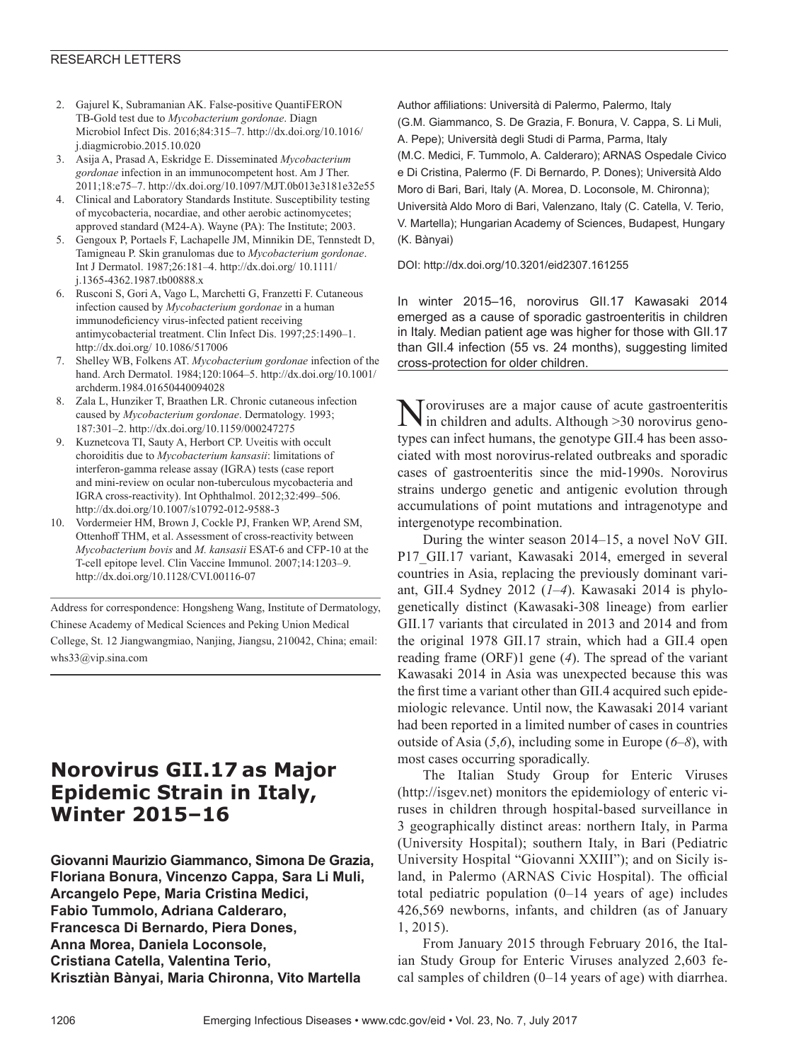2. Gajurel K, Subramanian AK. False-positive QuantiFERON TB-Gold test due to *Mycobacterium gordonae*. Diagn Microbiol Infect Dis. 2016;84:315–7. http://dx.doi.org/10.1016/j.diagmicrobio.2015.10.020
3. Asija A, Prasad A, Eskridge E. Disseminated *Mycobacterium gordonae* infection in an immunocompetent host. Am J Ther. 2011;18:e75–7. http://dx.doi.org/10.1097/MJT.0b013e3181e32e55
4. Clinical and Laboratory Standards Institute. Susceptibility testing of mycobacteria, nocardiae, and other aerobic actinomycetes; approved standard (M24-A). Wayne (PA): The Institute; 2003.
5. Gengoux P, Portaels F, Lachapelle JM, Minnikin DE, Tennstedt D, Tamigneau P. Skin granulomas due to *Mycobacterium gordonae*. Int J Dermatol. 1987;26:181–4. http://dx.doi.org/ 10.1111/j.1365-4362.1987.tb00888.x
6. Rusconi S, Gori A, Vago L, Marchetti G, Franzetti F. Cutaneous infection caused by *Mycobacterium gordonae* in a human immunodeficiency virus-infected patient receiving antimycobacterial treatment. Clin Infect Dis. 1997;25:1490–1. http://dx.doi.org/ 10.1086/517006
7. Shelley WB, Folkens AT. *Mycobacterium gordonae* infection of the hand. Arch Dermatol. 1984;120:1064–5. http://dx.doi.org/10.1001/archderm.1984.01650440094028
8. Zala L, Hunziker T, Braathen LR. Chronic cutaneous infection caused by *Mycobacterium gordonae*. Dermatology. 1993;187:301–2. http://dx.doi.org/10.1159/000247275
9. Kuznetcova TI, Sauty A, Herbort CP. Uveitis with occult choroiditis due to *Mycobacterium kansasii*: limitations of interferon-gamma release assay (IGRA) tests (case report and mini-review on ocular non-tuberculous mycobacteria and IGRA cross-reactivity). Int Ophthalmol. 2012;32:499–506. http://dx.doi.org/10.1007/s10792-012-9588-3
10. Vordermeier HM, Brown J, Cockle PJ, Franken WP, Arend SM, Ottenhoff THM, et al. Assessment of cross-reactivity between *Mycobacterium bovis* and *M. kansasii* ESAT-6 and CFP-10 at the T-cell epitope level. Clin Vaccine Immunol. 2007;14:1203–9. http://dx.doi.org/10.1128/CVI.00116-07

Address for correspondence: Hongsheng Wang, Institute of Dermatology, Chinese Academy of Medical Sciences and Peking Union Medical College, St. 12 Jiangwangmiao, Nanjing, Jiangsu, 210042, China; email: whs33@vip.sina.com

# Norovirus GII.17 as Major Epidemic Strain in Italy, Winter 2015–16

**Giovanni Maurizio Giammanco, Simona De Grazia, Floriana Bonura, Vincenzo Cappa, Sara Li Muli, Arcangelo Pepe, Maria Cristina Medici, Fabio Tummolo, Adriana Calderaro, Francesca Di Bernardo, Piera Dones, Anna Morea, Daniela Loconsole, Cristiana Catella, Valentina Terio, Krisztiàn Bànyai, Maria Chironna, Vito Martella**

Author affiliations: Università di Palermo, Palermo, Italy (G.M. Giammanco, S. De Grazia, F. Bonura, V. Cappa, S. Li Muli, A. Pepe); Università degli Studi di Parma, Parma, Italy (M.C. Medici, F. Tummolo, A. Calderaro); ARNAS Ospedale Civico e Di Cristina, Palermo (F. Di Bernardo, P. Dones); Università Aldo Moro di Bari, Bari, Italy (A. Morea, D. Loconsole, M. Chironna); Università Aldo Moro di Bari, Valenzano, Italy (C. Catella, V. Terio, V. Martella); Hungarian Academy of Sciences, Budapest, Hungary (K. Bànyai)

DOI: http://dx.doi.org/10.3201/eid2307.161255

In winter 2015–16, norovirus GII.17 Kawasaki 2014 emerged as a cause of sporadic gastroenteritis in children in Italy. Median patient age was higher for those with GII.17 than GII.4 infection (55 vs. 24 months), suggesting limited cross-protection for older children.

Noroviruses are a major cause of acute gastroenteritis in children and adults. Although >30 norovirus genotypes can infect humans, the genotype GII.4 has been associated with most norovirus-related outbreaks and sporadic cases of gastroenteritis since the mid-1990s. Norovirus strains undergo genetic and antigenic evolution through accumulations of point mutations and intragenotype and intergenotype recombination.

During the winter season 2014–15, a novel NoV GII.P17_GII.17 variant, Kawasaki 2014, emerged in several countries in Asia, replacing the previously dominant variant, GII.4 Sydney 2012 (*1–4*). Kawasaki 2014 is phylogenetically distinct (Kawasaki-308 lineage) from earlier GII.17 variants that circulated in 2013 and 2014 and from the original 1978 GII.17 strain, which had a GII.4 open reading frame (ORF)1 gene (*4*). The spread of the variant Kawasaki 2014 in Asia was unexpected because this was the first time a variant other than GII.4 acquired such epidemiologic relevance. Until now, the Kawasaki 2014 variant had been reported in a limited number of cases in countries outside of Asia (*5*,*6*), including some in Europe (*6–8*), with most cases occurring sporadically.

The Italian Study Group for Enteric Viruses (http://isgev.net) monitors the epidemiology of enteric viruses in children through hospital-based surveillance in 3 geographically distinct areas: northern Italy, in Parma (University Hospital); southern Italy, in Bari (Pediatric University Hospital "Giovanni XXIII"); and on Sicily island, in Palermo (ARNAS Civic Hospital). The official total pediatric population (0–14 years of age) includes 426,569 newborns, infants, and children (as of January 1, 2015).

From January 2015 through February 2016, the Italian Study Group for Enteric Viruses analyzed 2,603 fecal samples of children (0–14 years of age) with diarrhea.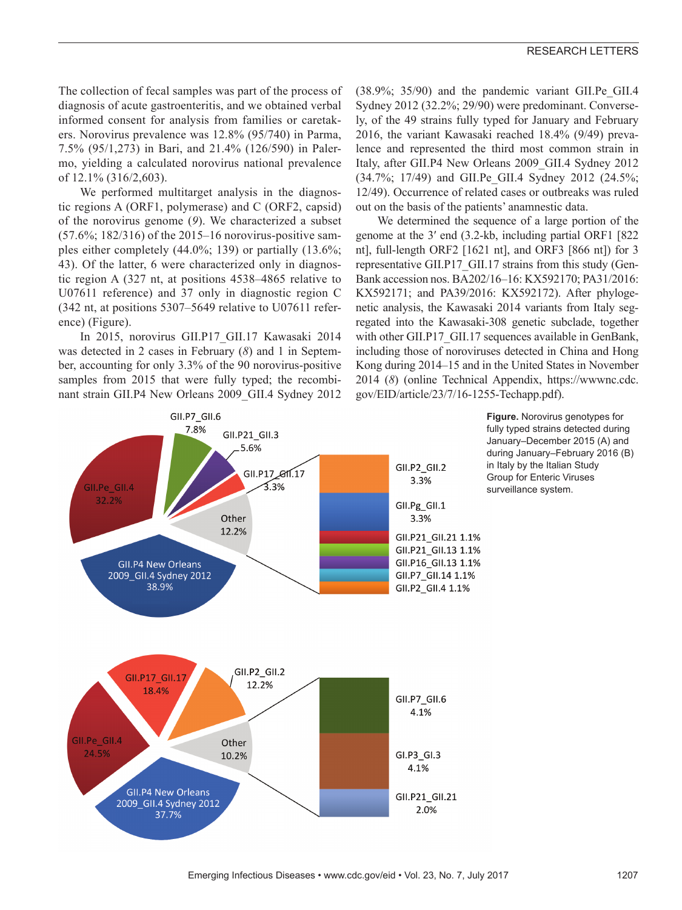The collection of fecal samples was part of the process of diagnosis of acute gastroenteritis, and we obtained verbal informed consent for analysis from families or caretakers. Norovirus prevalence was 12.8% (95/740) in Parma, 7.5% (95/1,273) in Bari, and 21.4% (126/590) in Palermo, yielding a calculated norovirus national prevalence of 12.1% (316/2,603).

We performed multitarget analysis in the diagnostic regions A (ORF1, polymerase) and C (ORF2, capsid) of the norovirus genome (*9*). We characterized a subset (57.6%; 182/316) of the 2015–16 norovirus-positive samples either completely (44.0%; 139) or partially (13.6%; 43). Of the latter, 6 were characterized only in diagnostic region A (327 nt, at positions 4538–4865 relative to U07611 reference) and 37 only in diagnostic region C (342 nt, at positions 5307–5649 relative to U07611 reference) (Figure).

In 2015, norovirus GII.P17_GII.17 Kawasaki 2014 was detected in 2 cases in February (*8*) and 1 in September, accounting for only 3.3% of the 90 norovirus-positive samples from 2015 that were fully typed; the recombinant strain GII.P4 New Orleans 2009_GII.4 Sydney 2012 (38.9%; 35/90) and the pandemic variant GII.Pe_GII.4 Sydney 2012 (32.2%; 29/90) were predominant. Conversely, of the 49 strains fully typed for January and February 2016, the variant Kawasaki reached 18.4% (9/49) prevalence and represented the third most common strain in Italy, after GII.P4 New Orleans 2009_GII.4 Sydney 2012 (34.7%; 17/49) and GII.Pe_GII.4 Sydney 2012 (24.5%; 12/49). Occurrence of related cases or outbreaks was ruled out on the basis of the patients' anamnestic data.

We determined the sequence of a large portion of the genome at the 3′ end (3.2-kb, including partial ORF1 [822 nt], full-length ORF2 [1621 nt], and ORF3 [866 nt]) for 3 representative GII.P17_GII.17 strains from this study (GenBank accession nos. BA202/16–16: KX592170; PA31/2016: KX592171; and PA39/2016: KX592172). After phylogenetic analysis, the Kawasaki 2014 variants from Italy segregated into the Kawasaki-308 genetic subclade, together with other GII.P17_GII.17 sequences available in GenBank, including those of noroviruses detected in China and Hong Kong during 2014–15 and in the United States in November 2014 (*8*) (online Technical Appendix, https://wwwnc.cdc.gov/EID/article/23/7/16-1255-Techapp.pdf).

**Figure.** Norovirus genotypes for fully typed strains detected during January–December 2015 (A) and during January–February 2016 (B) in Italy by the Italian Study Group for Enteric Viruses surveillance system.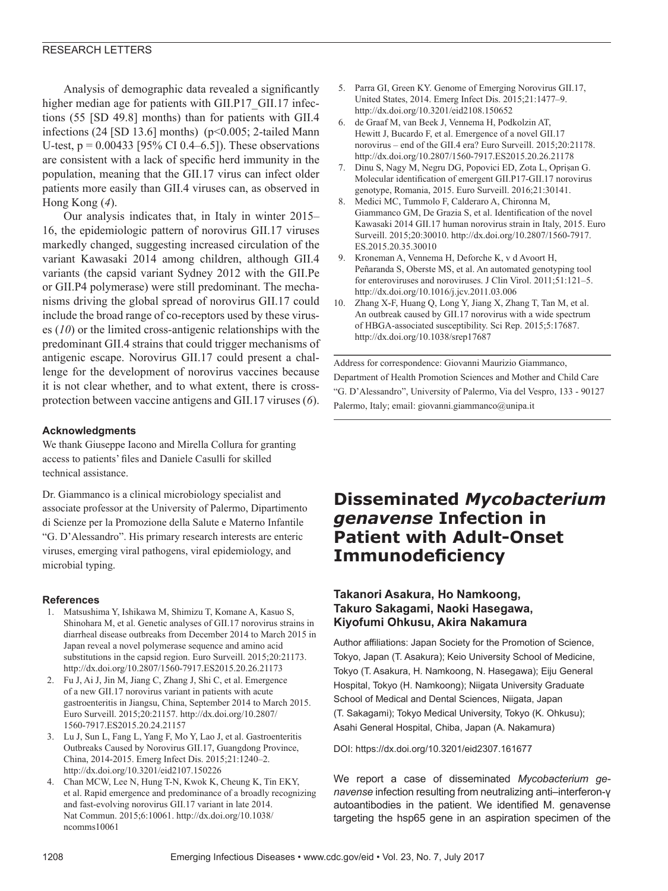Analysis of demographic data revealed a significantly higher median age for patients with GII.P17_GII.17 infections (55 [SD 49.8] months) than for patients with GII.4 infections (24 [SD 13.6] months) ($p<0.005$; 2-tailed Mann U-test, $p = 0.00433$ [95% CI 0.4–6.5]). These observations are consistent with a lack of specific herd immunity in the population, meaning that the GII.17 virus can infect older patients more easily than GII.4 viruses can, as observed in Hong Kong (*4*).

Our analysis indicates that, in Italy in winter 2015–16, the epidemiologic pattern of norovirus GII.17 viruses markedly changed, suggesting increased circulation of the variant Kawasaki 2014 among children, although GII.4 variants (the capsid variant Sydney 2012 with the GII.Pe or GII.P4 polymerase) were still predominant. The mechanisms driving the global spread of norovirus GII.17 could include the broad range of co-receptors used by these viruses (*10*) or the limited cross-antigenic relationships with the predominant GII.4 strains that could trigger mechanisms of antigenic escape. Norovirus GII.17 could present a challenge for the development of norovirus vaccines because it is not clear whether, and to what extent, there is cross-protection between vaccine antigens and GII.17 viruses (*6*).

### Acknowledgments

We thank Giuseppe Iacono and Mirella Collura for granting access to patients' files and Daniele Casulli for skilled technical assistance.

Dr. Giammanco is a clinical microbiology specialist and associate professor at the University of Palermo, Dipartimento di Scienze per la Promozione della Salute e Materno Infantile "G. D'Alessandro". His primary research interests are enteric viruses, emerging viral pathogens, viral epidemiology, and microbial typing.

### References

1. Matsushima Y, Ishikawa M, Shimizu T, Komane A, Kasuo S, Shinohara M, et al. Genetic analyses of GII.17 norovirus strains in diarrheal disease outbreaks from December 2014 to March 2015 in Japan reveal a novel polymerase sequence and amino acid substitutions in the capsid region. Euro Surveill. 2015;20:21173. http://dx.doi.org/10.2807/1560-7917.ES2015.20.26.21173
2. Fu J, Ai J, Jin M, Jiang C, Zhang J, Shi C, et al. Emergence of a new GII.17 norovirus variant in patients with acute gastroenteritis in Jiangsu, China, September 2014 to March 2015. Euro Surveill. 2015;20:21157. http://dx.doi.org/10.2807/1560-7917.ES2015.20.24.21157
3. Lu J, Sun L, Fang L, Yang F, Mo Y, Lao J, et al. Gastroenteritis Outbreaks Caused by Norovirus GII.17, Guangdong Province, China, 2014-2015. Emerg Infect Dis. 2015;21:1240–2. http://dx.doi.org/10.3201/eid2107.150226
4. Chan MCW, Lee N, Hung T-N, Kwok K, Cheung K, Tin EKY, et al. Rapid emergence and predominance of a broadly recognizing and fast-evolving norovirus GII.17 variant in late 2014. Nat Commun. 2015;6:10061. http://dx.doi.org/10.1038/ncomms10061
5. Parra GI, Green KY. Genome of Emerging Norovirus GII.17, United States, 2014. Emerg Infect Dis. 2015;21:1477–9. http://dx.doi.org/10.3201/eid2108.150652
6. de Graaf M, van Beek J, Vennema H, Podkolzin AT, Hewitt J, Bucardo F, et al. Emergence of a novel GII.17 norovirus – end of the GII.4 era? Euro Surveill. 2015;20:21178. http://dx.doi.org/10.2807/1560-7917.ES2015.20.26.21178
7. Dinu S, Nagy M, Negru DG, Popovici ED, Zota L, Oprişan G. Molecular identification of emergent GII.P17-GII.17 norovirus genotype, Romania, 2015. Euro Surveill. 2016;21:30141.
8. Medici MC, Tummolo F, Calderaro A, Chironna M, Giammanco GM, De Grazia S, et al. Identification of the novel Kawasaki 2014 GII.17 human norovirus strain in Italy, 2015. Euro Surveill. 2015;20:30010. http://dx.doi.org/10.2807/1560-7917.ES.2015.20.35.30010
9. Kroneman A, Vennema H, Deforche K, v d Avoort H, Peñaranda S, Oberste MS, et al. An automated genotyping tool for enteroviruses and noroviruses. J Clin Virol. 2011;51:121–5. http://dx.doi.org/10.1016/j.jcv.2011.03.006
10. Zhang X-F, Huang Q, Long Y, Jiang X, Zhang T, Tan M, et al. An outbreak caused by GII.17 norovirus with a wide spectrum of HBGA-associated susceptibility. Sci Rep. 2015;5:17687. http://dx.doi.org/10.1038/srep17687

Address for correspondence: Giovanni Maurizio Giammanco, Department of Health Promotion Sciences and Mother and Child Care "G. D'Alessandro", University of Palermo, Via del Vespro, 133 - 90127 Palermo, Italy; email: giovanni.giammanco@unipa.it

# Disseminated *Mycobacterium genavense* Infection in Patient with Adult-Onset Immunodeficiency

**Takanori Asakura, Ho Namkoong, Takuro Sakagami, Naoki Hasegawa, Kiyofumi Ohkusu, Akira Nakamura**

Author affiliations: Japan Society for the Promotion of Science, Tokyo, Japan (T. Asakura); Keio University School of Medicine, Tokyo (T. Asakura, H. Namkoong, N. Hasegawa); Eiju General Hospital, Tokyo (H. Namkoong); Niigata University Graduate School of Medical and Dental Sciences, Niigata, Japan (T. Sakagami); Tokyo Medical University, Tokyo (K. Ohkusu); Asahi General Hospital, Chiba, Japan (A. Nakamura)

DOI: https://dx.doi.org/10.3201/eid2307.161677

We report a case of disseminated *Mycobacterium genavense* infection resulting from neutralizing anti–interferon-γ autoantibodies in the patient. We identified M. genavense targeting the hsp65 gene in an aspiration specimen of the